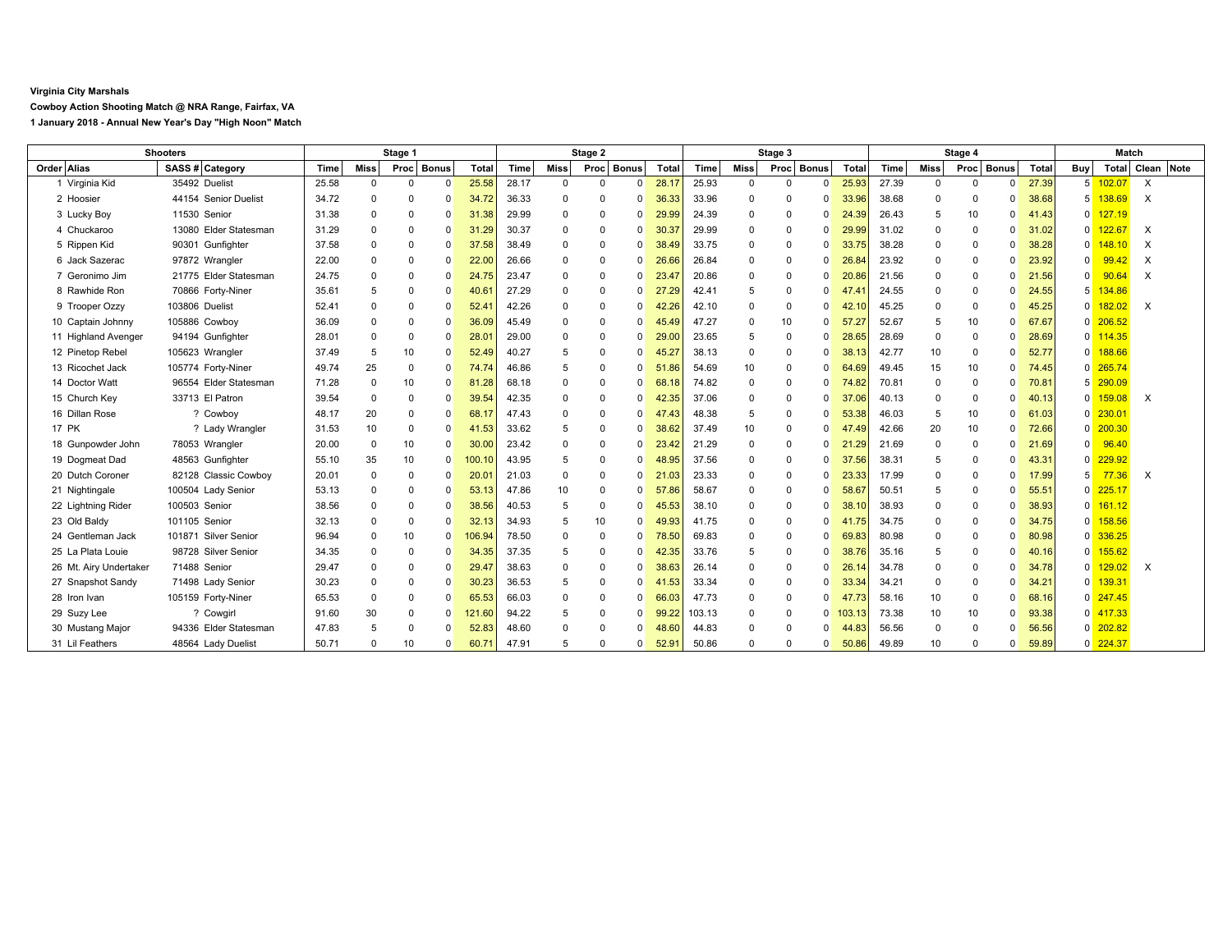**Virginia City Marshals**

**Cowboy Action Shooting Match @ NRA Range, Fairfax, VA**

**1 January 2018 - Annual New Year's Day "High Noon" Match**

| Shooters | | | | Stage 1 | | | | | Stage 2 | | | | | Stage 3 | | | | | Stage 4 | | | | | Match | | | |
|---|---|---|---|---|---|---|---|---|---|---|---|---|---|---|---|---|---|---|---|---|---|---|---|---|---|---|---|
| Order | Alias | SASS # | Category | Time | Miss | Proc | Bonus | Total | Time | Miss | Proc | Bonus | Total | Time | Miss | Proc | Bonus | Total | Time | Miss | Proc | Bonus | Total | Buy | Total | Clean | Note |
| 1 | Virginia Kid | 35492 | Duelist | 25.58 | 0 | 0 | 0 | 25.58 | 28.17 | 0 | 0 | 0 | 28.17 | 25.93 | 0 | 0 | 0 | 25.93 | 27.39 | 0 | 0 | 0 | 27.39 | 5 | 102.07 | X | |
| 2 | Hoosier | 44154 | Senior Duelist | 34.72 | 0 | 0 | 0 | 34.72 | 36.33 | 0 | 0 | 0 | 36.33 | 33.96 | 0 | 0 | 0 | 33.96 | 38.68 | 0 | 0 | 0 | 38.68 | 5 | 138.69 | X | |
| 3 | Lucky Boy | 11530 | Senior | 31.38 | 0 | 0 | 0 | 31.38 | 29.99 | 0 | 0 | 0 | 29.99 | 24.39 | 0 | 0 | 0 | 24.39 | 26.43 | 5 | 10 | 0 | 41.43 | 0 | 127.19 | | |
| 4 | Chuckaroo | 13080 | Elder Statesman | 31.29 | 0 | 0 | 0 | 31.29 | 30.37 | 0 | 0 | 0 | 30.37 | 29.99 | 0 | 0 | 0 | 29.99 | 31.02 | 0 | 0 | 0 | 31.02 | 0 | 122.67 | X | |
| 5 | Rippen Kid | 90301 | Gunfighter | 37.58 | 0 | 0 | 0 | 37.58 | 38.49 | 0 | 0 | 0 | 38.49 | 33.75 | 0 | 0 | 0 | 33.75 | 38.28 | 0 | 0 | 0 | 38.28 | 0 | 148.10 | X | |
| 6 | Jack Sazerac | 97872 | Wrangler | 22.00 | 0 | 0 | 0 | 22.00 | 26.66 | 0 | 0 | 0 | 26.66 | 26.84 | 0 | 0 | 0 | 26.84 | 23.92 | 0 | 0 | 0 | 23.92 | 0 | 99.42 | X | |
| 7 | Geronimo Jim | 21775 | Elder Statesman | 24.75 | 0 | 0 | 0 | 24.75 | 23.47 | 0 | 0 | 0 | 23.47 | 20.86 | 0 | 0 | 0 | 20.86 | 21.56 | 0 | 0 | 0 | 21.56 | 0 | 90.64 | X | |
| 8 | Rawhide Ron | 70866 | Forty-Niner | 35.61 | 5 | 0 | 0 | 40.61 | 27.29 | 0 | 0 | 0 | 27.29 | 42.41 | 5 | 0 | 0 | 47.41 | 24.55 | 0 | 0 | 0 | 24.55 | 5 | 134.86 | | |
| 9 | Trooper Ozzy | 103806 | Duelist | 52.41 | 0 | 0 | 0 | 52.41 | 42.26 | 0 | 0 | 0 | 42.26 | 42.10 | 0 | 0 | 0 | 42.10 | 45.25 | 0 | 0 | 0 | 45.25 | 0 | 182.02 | X | |
| 10 | Captain Johnny | 105886 | Cowboy | 36.09 | 0 | 0 | 0 | 36.09 | 45.49 | 0 | 0 | 0 | 45.49 | 47.27 | 0 | 10 | 0 | 57.27 | 52.67 | 5 | 10 | 0 | 67.67 | 0 | 206.52 | | |
| 11 | Highland Avenger | 94194 | Gunfighter | 28.01 | 0 | 0 | 0 | 28.01 | 29.00 | 0 | 0 | 0 | 29.00 | 23.65 | 5 | 0 | 0 | 28.65 | 28.69 | 0 | 0 | 0 | 28.69 | 0 | 114.35 | | |
| 12 | Pinetop Rebel | 105623 | Wrangler | 37.49 | 5 | 10 | 0 | 52.49 | 40.27 | 5 | 0 | 0 | 45.27 | 38.13 | 0 | 0 | 0 | 38.13 | 42.77 | 10 | 0 | 0 | 52.77 | 0 | 188.66 | | |
| 13 | Ricochet Jack | 105774 | Forty-Niner | 49.74 | 25 | 0 | 0 | 74.74 | 46.86 | 5 | 0 | 0 | 51.86 | 54.69 | 10 | 0 | 0 | 64.69 | 49.45 | 15 | 10 | 0 | 74.45 | 0 | 265.74 | | |
| 14 | Doctor Watt | 96554 | Elder Statesman | 71.28 | 0 | 10 | 0 | 81.28 | 68.18 | 0 | 0 | 0 | 68.18 | 74.82 | 0 | 0 | 0 | 74.82 | 70.81 | 0 | 0 | 0 | 70.81 | 5 | 290.09 | | |
| 15 | Church Key | 33713 | El Patron | 39.54 | 0 | 0 | 0 | 39.54 | 42.35 | 0 | 0 | 0 | 42.35 | 37.06 | 0 | 0 | 0 | 37.06 | 40.13 | 0 | 0 | 0 | 40.13 | 0 | 159.08 | X | |
| 16 | Dillan Rose | ? | Cowboy | 48.17 | 20 | 0 | 0 | 68.17 | 47.43 | 0 | 0 | 0 | 47.43 | 48.38 | 5 | 0 | 0 | 53.38 | 46.03 | 5 | 10 | 0 | 61.03 | 0 | 230.01 | | |
| 17 | PK | ? | Lady Wrangler | 31.53 | 10 | 0 | 0 | 41.53 | 33.62 | 5 | 0 | 0 | 38.62 | 37.49 | 10 | 0 | 0 | 47.49 | 42.66 | 20 | 10 | 0 | 72.66 | 0 | 200.30 | | |
| 18 | Gunpowder John | 78053 | Wrangler | 20.00 | 0 | 10 | 0 | 30.00 | 23.42 | 0 | 0 | 0 | 23.42 | 21.29 | 0 | 0 | 0 | 21.29 | 21.69 | 0 | 0 | 0 | 21.69 | 0 | 96.40 | | |
| 19 | Dogmeat Dad | 48563 | Gunfighter | 55.10 | 35 | 10 | 0 | 100.10 | 43.95 | 5 | 0 | 0 | 48.95 | 37.56 | 0 | 0 | 0 | 37.56 | 38.31 | 5 | 0 | 0 | 43.31 | 0 | 229.92 | | |
| 20 | Dutch Coroner | 82128 | Classic Cowboy | 20.01 | 0 | 0 | 0 | 20.01 | 21.03 | 0 | 0 | 0 | 21.03 | 23.33 | 0 | 0 | 0 | 23.33 | 17.99 | 0 | 0 | 0 | 17.99 | 5 | 77.36 | X | |
| 21 | Nightingale | 100504 | Lady Senior | 53.13 | 0 | 0 | 0 | 53.13 | 47.86 | 10 | 0 | 0 | 57.86 | 58.67 | 0 | 0 | 0 | 58.67 | 50.51 | 5 | 0 | 0 | 55.51 | 0 | 225.17 | | |
| 22 | Lightning Rider | 100503 | Senior | 38.56 | 0 | 0 | 0 | 38.56 | 40.53 | 5 | 0 | 0 | 45.53 | 38.10 | 0 | 0 | 0 | 38.10 | 38.93 | 0 | 0 | 0 | 38.93 | 0 | 161.12 | | |
| 23 | Old Baldy | 101105 | Senior | 32.13 | 0 | 0 | 0 | 32.13 | 34.93 | 5 | 10 | 0 | 49.93 | 41.75 | 0 | 0 | 0 | 41.75 | 34.75 | 0 | 0 | 0 | 34.75 | 0 | 158.56 | | |
| 24 | Gentleman Jack | 101871 | Silver Senior | 96.94 | 0 | 10 | 0 | 106.94 | 78.50 | 0 | 0 | 0 | 78.50 | 69.83 | 0 | 0 | 0 | 69.83 | 80.98 | 0 | 0 | 0 | 80.98 | 0 | 336.25 | | |
| 25 | La Plata Louie | 98728 | Silver Senior | 34.35 | 0 | 0 | 0 | 34.35 | 37.35 | 5 | 0 | 0 | 42.35 | 33.76 | 5 | 0 | 0 | 38.76 | 35.16 | 5 | 0 | 0 | 40.16 | 0 | 155.62 | | |
| 26 | Mt. Airy Undertaker | 71488 | Senior | 29.47 | 0 | 0 | 0 | 29.47 | 38.63 | 0 | 0 | 0 | 38.63 | 26.14 | 0 | 0 | 0 | 26.14 | 34.78 | 0 | 0 | 0 | 34.78 | 0 | 129.02 | X | |
| 27 | Snapshot Sandy | 71498 | Lady Senior | 30.23 | 0 | 0 | 0 | 30.23 | 36.53 | 5 | 0 | 0 | 41.53 | 33.34 | 0 | 0 | 0 | 33.34 | 34.21 | 0 | 0 | 0 | 34.21 | 0 | 139.31 | | |
| 28 | Iron Ivan | 105159 | Forty-Niner | 65.53 | 0 | 0 | 0 | 65.53 | 66.03 | 0 | 0 | 0 | 66.03 | 47.73 | 0 | 0 | 0 | 47.73 | 58.16 | 10 | 0 | 0 | 68.16 | 0 | 247.45 | | |
| 29 | Suzy Lee | ? | Cowgirl | 91.60 | 30 | 0 | 0 | 121.60 | 94.22 | 5 | 0 | 0 | 99.22 | 103.13 | 0 | 0 | 0 | 103.13 | 73.38 | 10 | 10 | 0 | 93.38 | 0 | 417.33 | | |
| 30 | Mustang Major | 94336 | Elder Statesman | 47.83 | 5 | 0 | 0 | 52.83 | 48.60 | 0 | 0 | 0 | 48.60 | 44.83 | 0 | 0 | 0 | 44.83 | 56.56 | 0 | 0 | 0 | 56.56 | 0 | 202.82 | | |
| 31 | Lil Feathers | 48564 | Lady Duelist | 50.71 | 0 | 10 | 0 | 60.71 | 47.91 | 5 | 0 | 0 | 52.91 | 50.86 | 0 | 0 | 0 | 50.86 | 49.89 | 10 | 0 | 0 | 59.89 | 0 | 224.37 | | |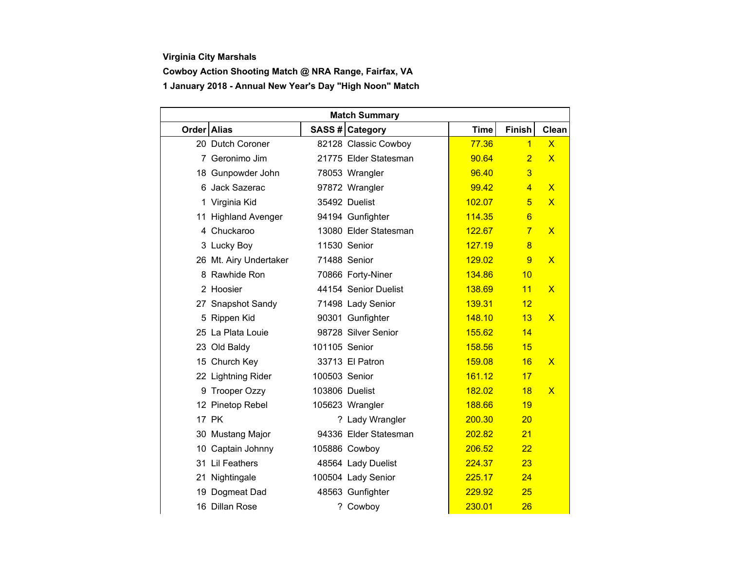**Virginia City Marshals**

**Cowboy Action Shooting Match @ NRA Range, Fairfax, VA**

**1 January 2018 - Annual New Year's Day "High Noon" Match**

| Match Summary | | | | | | |
|---|---|---|---|---|---|---|
| **Order** | **Alias** | **SASS #** | **Category** | **Time** | **Finish** | **Clean** |
| 20 | Dutch Coroner | 82128 | Classic Cowboy | 77.36 | 1 | X |
| 7 | Geronimo Jim | 21775 | Elder Statesman | 90.64 | 2 | X |
| 18 | Gunpowder John | 78053 | Wrangler | 96.40 | 3 | |
| 6 | Jack Sazerac | 97872 | Wrangler | 99.42 | 4 | X |
| 1 | Virginia Kid | 35492 | Duelist | 102.07 | 5 | X |
| 11 | Highland Avenger | 94194 | Gunfighter | 114.35 | 6 | |
| 4 | Chuckaroo | 13080 | Elder Statesman | 122.67 | 7 | X |
| 3 | Lucky Boy | 11530 | Senior | 127.19 | 8 | |
| 26 | Mt. Airy Undertaker | 71488 | Senior | 129.02 | 9 | X |
| 8 | Rawhide Ron | 70866 | Forty-Niner | 134.86 | 10 | |
| 2 | Hoosier | 44154 | Senior Duelist | 138.69 | 11 | X |
| 27 | Snapshot Sandy | 71498 | Lady Senior | 139.31 | 12 | |
| 5 | Rippen Kid | 90301 | Gunfighter | 148.10 | 13 | X |
| 25 | La Plata Louie | 98728 | Silver Senior | 155.62 | 14 | |
| 23 | Old Baldy | 101105 | Senior | 158.56 | 15 | |
| 15 | Church Key | 33713 | El Patron | 159.08 | 16 | X |
| 22 | Lightning Rider | 100503 | Senior | 161.12 | 17 | |
| 9 | Trooper Ozzy | 103806 | Duelist | 182.02 | 18 | X |
| 12 | Pinetop Rebel | 105623 | Wrangler | 188.66 | 19 | |
| 17 | PK | ? | Lady Wrangler | 200.30 | 20 | |
| 30 | Mustang Major | 94336 | Elder Statesman | 202.82 | 21 | |
| 10 | Captain Johnny | 105886 | Cowboy | 206.52 | 22 | |
| 31 | Lil Feathers | 48564 | Lady Duelist | 224.37 | 23 | |
| 21 | Nightingale | 100504 | Lady Senior | 225.17 | 24 | |
| 19 | Dogmeat Dad | 48563 | Gunfighter | 229.92 | 25 | |
| 16 | Dillan Rose | ? | Cowboy | 230.01 | 26 | |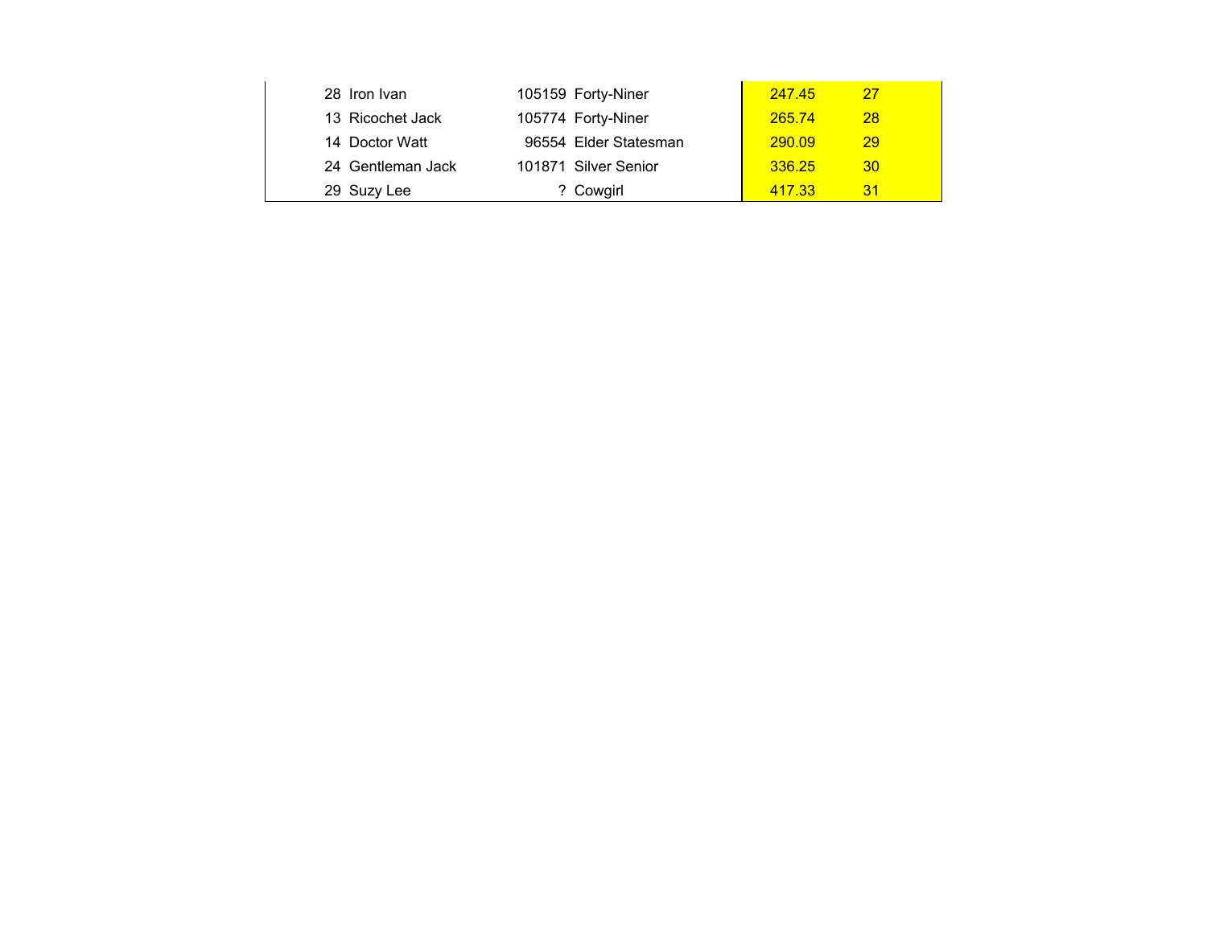| | | | | | |
|---|---|---|---|---|---|
| 28 | Iron Ivan | 105159 | Forty-Niner | 247.45 | 27 |
| 13 | Ricochet Jack | 105774 | Forty-Niner | 265.74 | 28 |
| 14 | Doctor Watt | 96554 | Elder Statesman | 290.09 | 29 |
| 24 | Gentleman Jack | 101871 | Silver Senior | 336.25 | 30 |
| 29 | Suzy Lee | ? | Cowgirl | 417.33 | 31 |